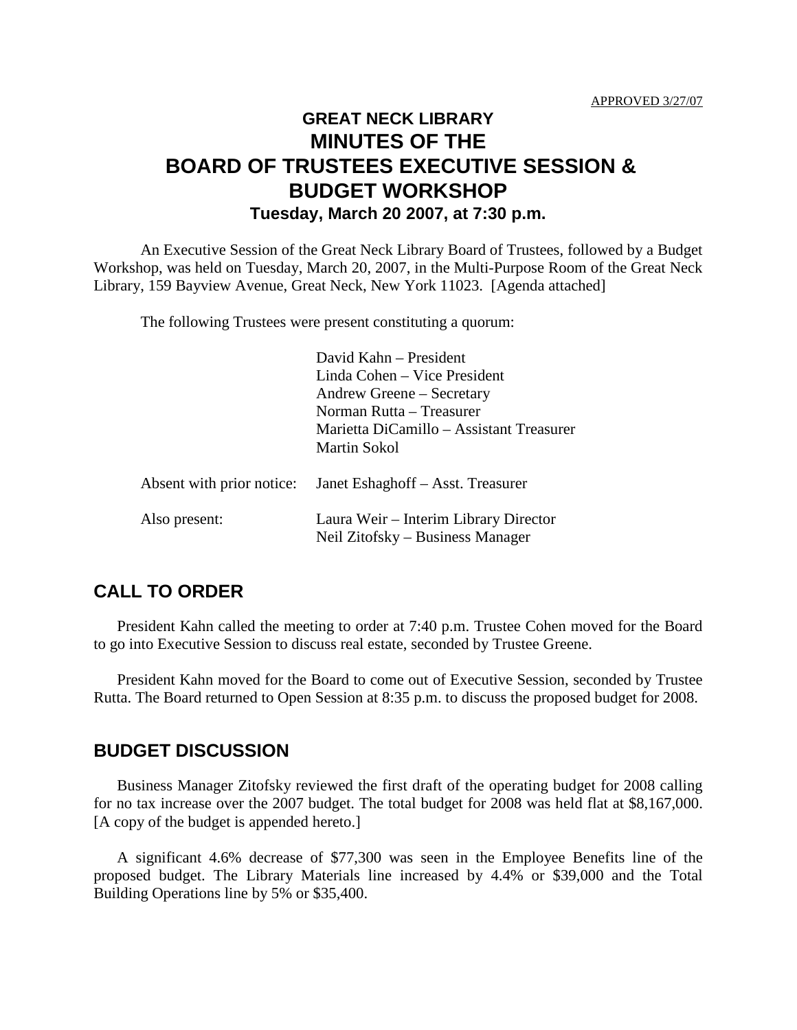APPROVED 3/27/07

# GREAT NECK LIBRARY
# MINUTES OF THE BOARD OF TRUSTEES EXECUTIVE SESSION & BUDGET WORKSHOP
### Tuesday, March 20 2007, at 7:30 p.m.

An Executive Session of the Great Neck Library Board of Trustees, followed by a Budget Workshop, was held on Tuesday, March 20, 2007, in the Multi-Purpose Room of the Great Neck Library, 159 Bayview Avenue, Great Neck, New York 11023. [Agenda attached]

The following Trustees were present constituting a quorum:

David Kahn – President
Linda Cohen – Vice President
Andrew Greene – Secretary
Norman Rutta – Treasurer
Marietta DiCamillo – Assistant Treasurer
Martin Sokol

Absent with prior notice: Janet Eshaghoff – Asst. Treasurer

Also present: Laura Weir – Interim Library Director
Neil Zitofsky – Business Manager

## CALL TO ORDER

President Kahn called the meeting to order at 7:40 p.m. Trustee Cohen moved for the Board to go into Executive Session to discuss real estate, seconded by Trustee Greene.

President Kahn moved for the Board to come out of Executive Session, seconded by Trustee Rutta. The Board returned to Open Session at 8:35 p.m. to discuss the proposed budget for 2008.

## BUDGET DISCUSSION

Business Manager Zitofsky reviewed the first draft of the operating budget for 2008 calling for no tax increase over the 2007 budget. The total budget for 2008 was held flat at $8,167,000. [A copy of the budget is appended hereto.]

A significant 4.6% decrease of $77,300 was seen in the Employee Benefits line of the proposed budget. The Library Materials line increased by 4.4% or $39,000 and the Total Building Operations line by 5% or $35,400.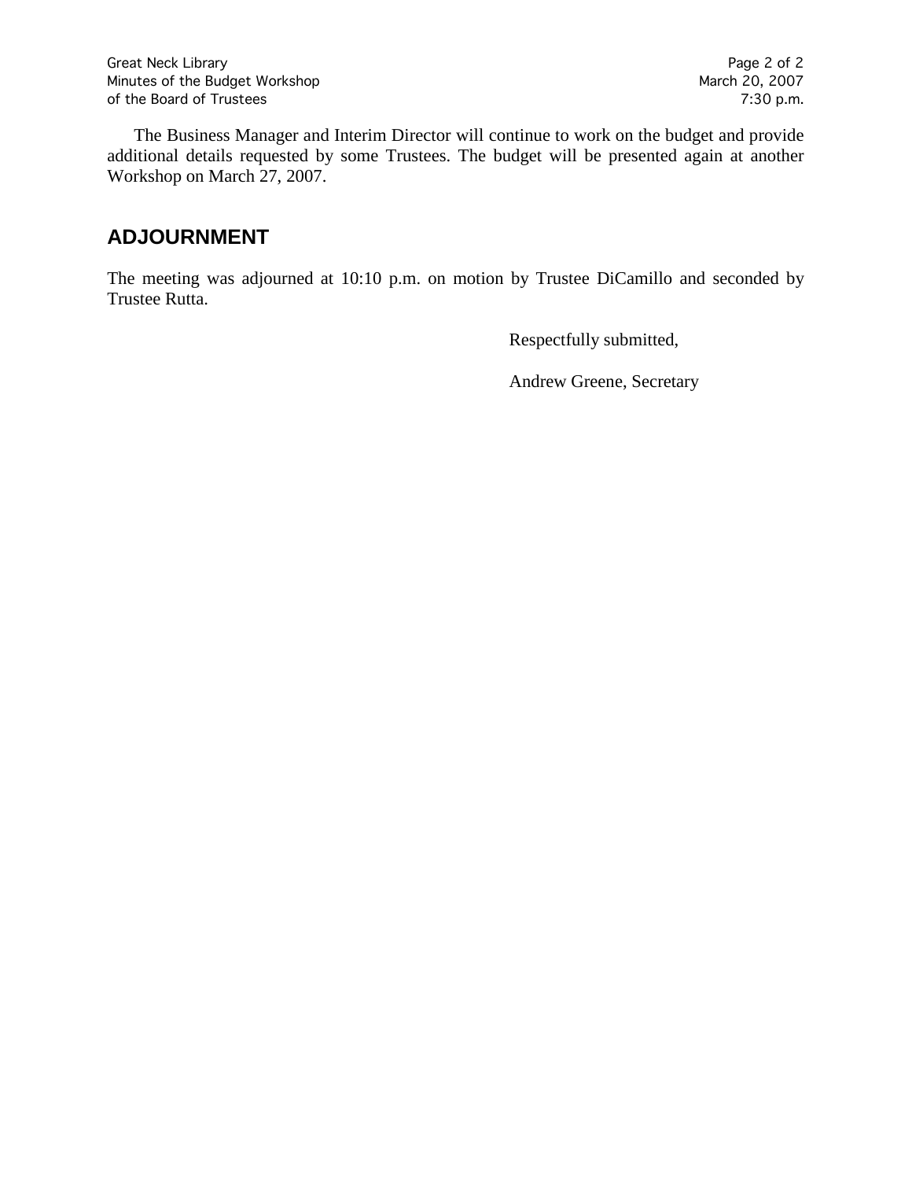The Business Manager and Interim Director will continue to work on the budget and provide additional details requested by some Trustees. The budget will be presented again at another Workshop on March 27, 2007.

## ADJOURNMENT

The meeting was adjourned at 10:10 p.m. on motion by Trustee DiCamillo and seconded by Trustee Rutta.

Respectfully submitted,

Andrew Greene, Secretary